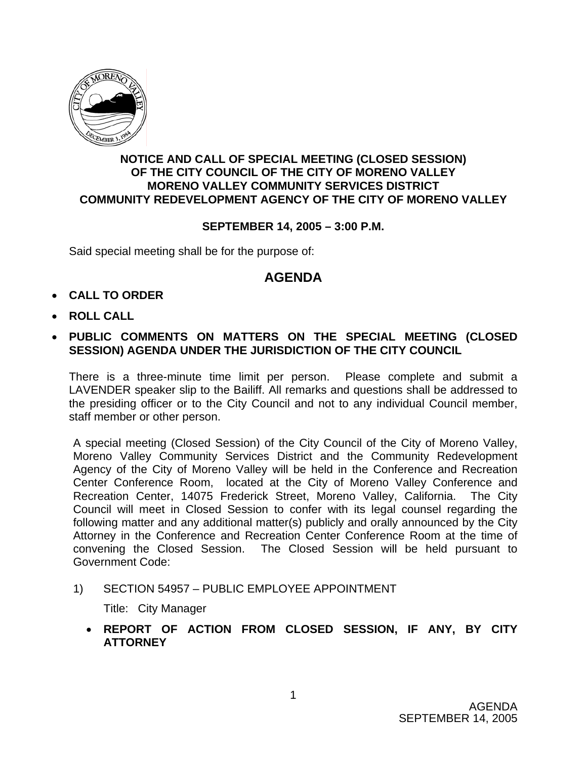# NOTICE AND CALL OF SPECIAL MEETING (CLOSED SESSION) OF THE CITY COUNCIL OF THE CITY OF MORENO VALLEY MORENO VALLEY COMMUNITY SERVICES DISTRICT COMMUNITY REDEVELOPMENT AGENCY OF THE CITY OF MORENO VALLEY

**SEPTEMBER 14, 2005 – 3:00 P.M.**

Said special meeting shall be for the purpose of:

## AGENDA

- **CALL TO ORDER**
- **ROLL CALL**
- **PUBLIC COMMENTS ON MATTERS ON THE SPECIAL MEETING (CLOSED SESSION) AGENDA UNDER THE JURISDICTION OF THE CITY COUNCIL**

There is a three-minute time limit per person. Please complete and submit a LAVENDER speaker slip to the Bailiff. All remarks and questions shall be addressed to the presiding officer or to the City Council and not to any individual Council member, staff member or other person.

A special meeting (Closed Session) of the City Council of the City of Moreno Valley, Moreno Valley Community Services District and the Community Redevelopment Agency of the City of Moreno Valley will be held in the Conference and Recreation Center Conference Room, located at the City of Moreno Valley Conference and Recreation Center, 14075 Frederick Street, Moreno Valley, California. The City Council will meet in Closed Session to confer with its legal counsel regarding the following matter and any additional matter(s) publicly and orally announced by the City Attorney in the Conference and Recreation Center Conference Room at the time of convening the Closed Session. The Closed Session will be held pursuant to Government Code:

1) SECTION 54957 – PUBLIC EMPLOYEE APPOINTMENT

   Title: City Manager

- **REPORT OF ACTION FROM CLOSED SESSION, IF ANY, BY CITY ATTORNEY**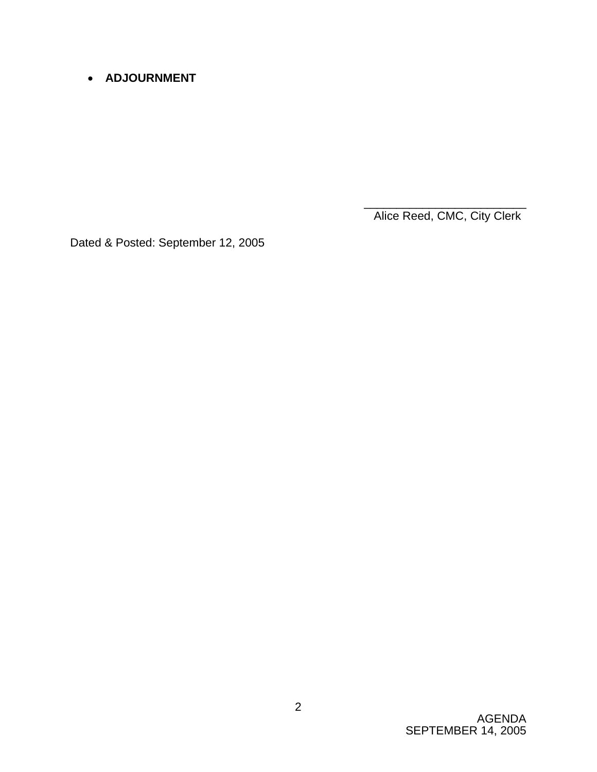- **ADJOURNMENT**

\_\_\_\_\_\_\_\_\_\_\_\_\_\_\_\_\_\_\_\_\_\_\_\_\_\_

Alice Reed, CMC, City Clerk

Dated & Posted: September 12, 2005